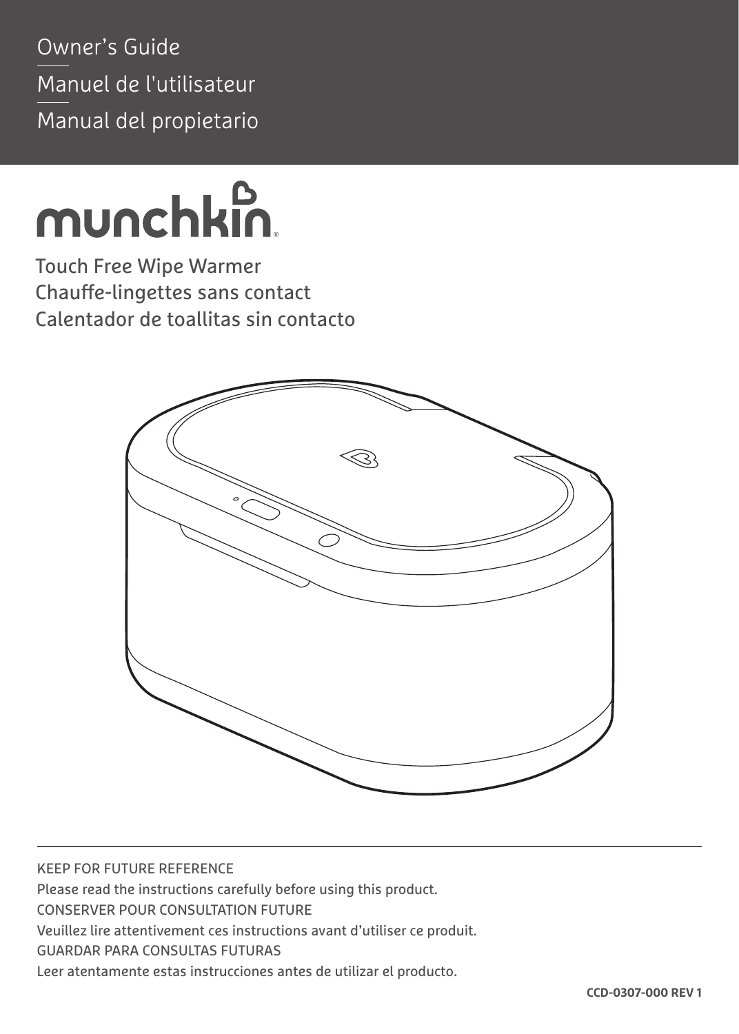Owner's Guide

Manuel de l'utilisateur

Manual del propietario

munchkin®

# Touch Free Wipe Warmer
# Chauffe-lingettes sans contact
# Calentador de toallitas sin contacto

KEEP FOR FUTURE REFERENCE

Please read the instructions carefully before using this product.

CONSERVER POUR CONSULTATION FUTURE

Veuillez lire attentivement ces instructions avant d'utiliser ce produit.

GUARDAR PARA CONSULTAS FUTURAS

Leer atentamente estas instrucciones antes de utilizar el producto.

**CCD-0307-000 REV 1**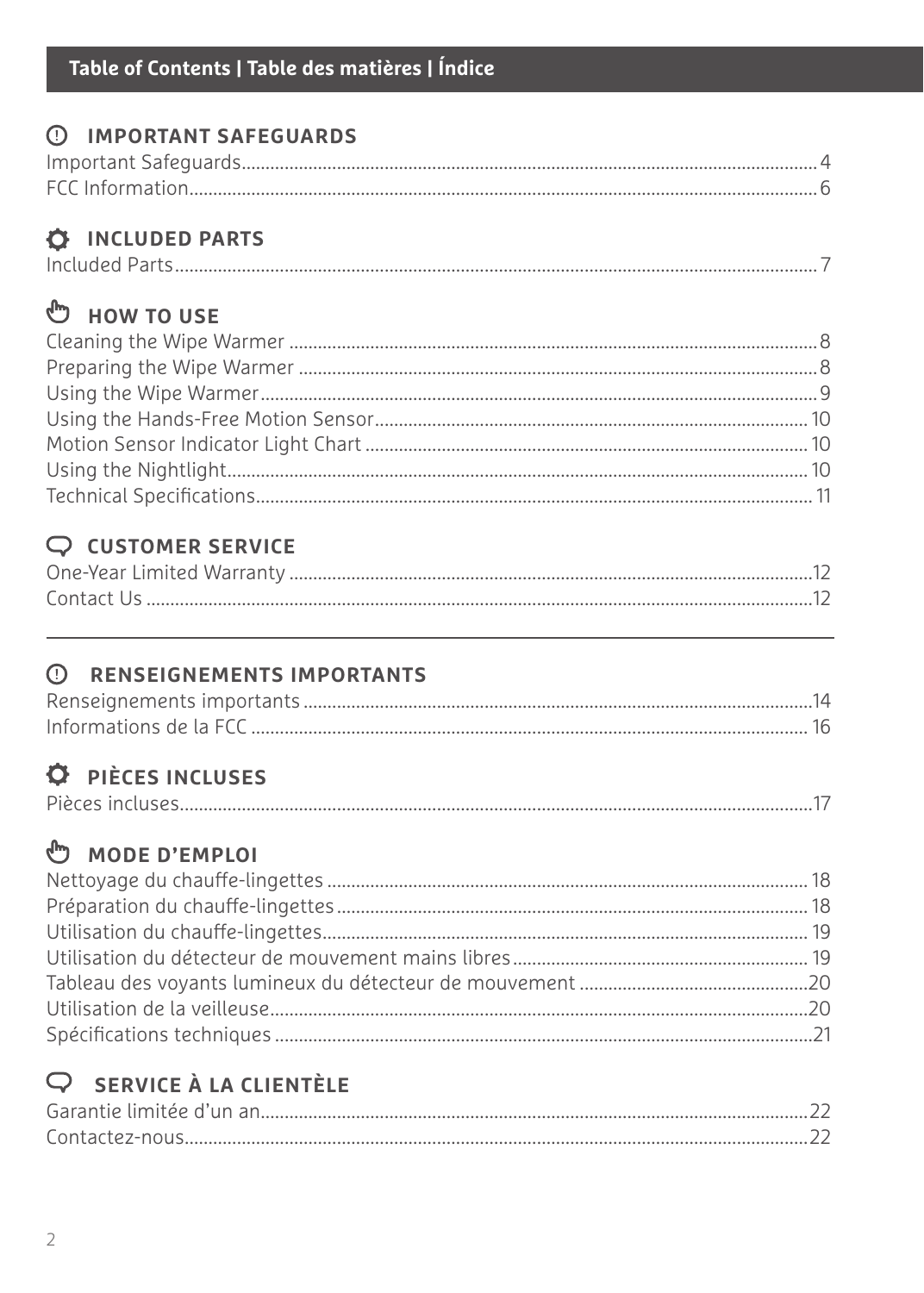# Table of Contents | Table des matières | Índice

## IMPORTANT SAFEGUARDS

Important Safeguards.......................................................... 4
FCC Information................................................................ 6

## INCLUDED PARTS

Included Parts.................................................................. 7

## HOW TO USE

Cleaning the Wipe Warmer ................................................. 8
Preparing the Wipe Warmer ............................................... 8
Using the Wipe Warmer...................................................... 9
Using the Hands-Free Motion Sensor.................................. 10
Motion Sensor Indicator Light Chart .................................. 10
Using the Nightlight.......................................................... 10
Technical Specifications.................................................... 11

## CUSTOMER SERVICE

One-Year Limited Warranty ............................................... 12
Contact Us ....................................................................... 12

---

## RENSEIGNEMENTS IMPORTANTS

Renseignements importants .............................................. 14
Informations de la FCC ..................................................... 16

## PIÈCES INCLUSES

Pièces incluses.................................................................. 17

## MODE D'EMPLOI

Nettoyage du chauffe-lingettes .......................................... 18
Préparation du chauffe-lingettes ........................................ 18
Utilisation du chauffe-lingettes........................................... 19
Utilisation du détecteur de mouvement mains libres ........... 19
Tableau des voyants lumineux du détecteur de mouvement .. 20
Utilisation de la veilleuse.................................................... 20
Spécifications techniques .................................................. 21

## SERVICE À LA CLIENTÈLE

Garantie limitée d'un an..................................................... 22
Contactez-nous.................................................................. 22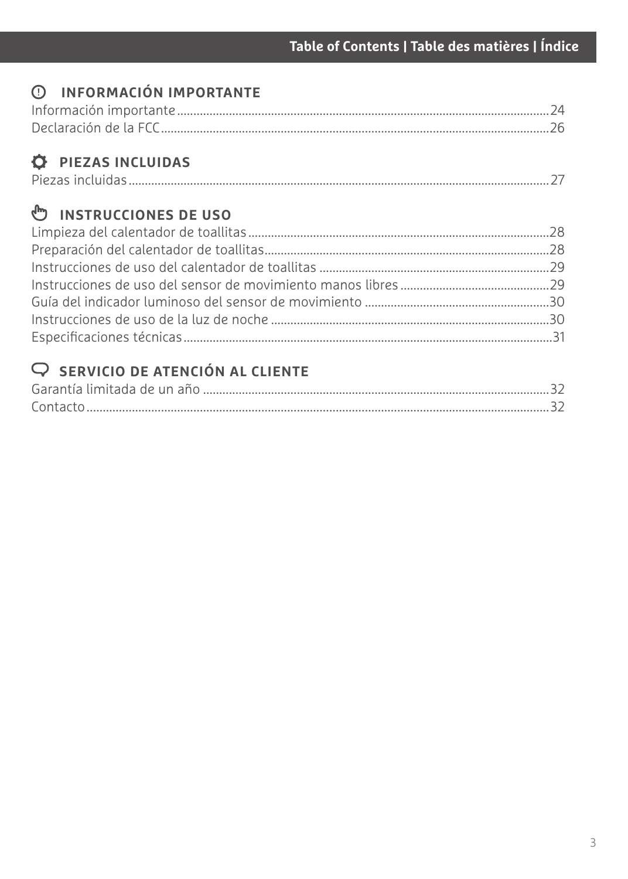## Table of Contents | Table des matières | Índice

### INFORMACIÓN IMPORTANTE

Información importante .......... 24
Declaración de la FCC .......... 26

### PIEZAS INCLUIDAS

Piezas incluidas .......... 27

### INSTRUCCIONES DE USO

Limpieza del calentador de toallitas .......... 28
Preparación del calentador de toallitas .......... 28
Instrucciones de uso del calentador de toallitas .......... 29
Instrucciones de uso del sensor de movimiento manos libres .......... 29
Guía del indicador luminoso del sensor de movimiento .......... 30
Instrucciones de uso de la luz de noche .......... 30
Especificaciones técnicas .......... 31

### SERVICIO DE ATENCIÓN AL CLIENTE

Garantía limitada de un año .......... 32
Contacto .......... 32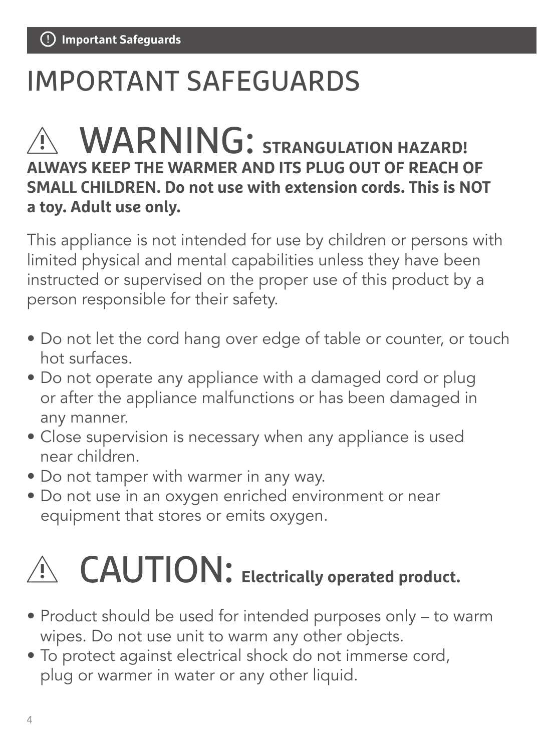# IMPORTANT SAFEGUARDS

## ⚠ WARNING: STRANGULATION HAZARD!

**ALWAYS KEEP THE WARMER AND ITS PLUG OUT OF REACH OF SMALL CHILDREN. Do not use with extension cords. This is NOT a toy. Adult use only.**

This appliance is not intended for use by children or persons with limited physical and mental capabilities unless they have been instructed or supervised on the proper use of this product by a person responsible for their safety.

- Do not let the cord hang over edge of table or counter, or touch hot surfaces.
- Do not operate any appliance with a damaged cord or plug or after the appliance malfunctions or has been damaged in any manner.
- Close supervision is necessary when any appliance is used near children.
- Do not tamper with warmer in any way.
- Do not use in an oxygen enriched environment or near equipment that stores or emits oxygen.

## ⚠ CAUTION: Electrically operated product.

- Product should be used for intended purposes only – to warm wipes. Do not use unit to warm any other objects.
- To protect against electrical shock do not immerse cord, plug or warmer in water or any other liquid.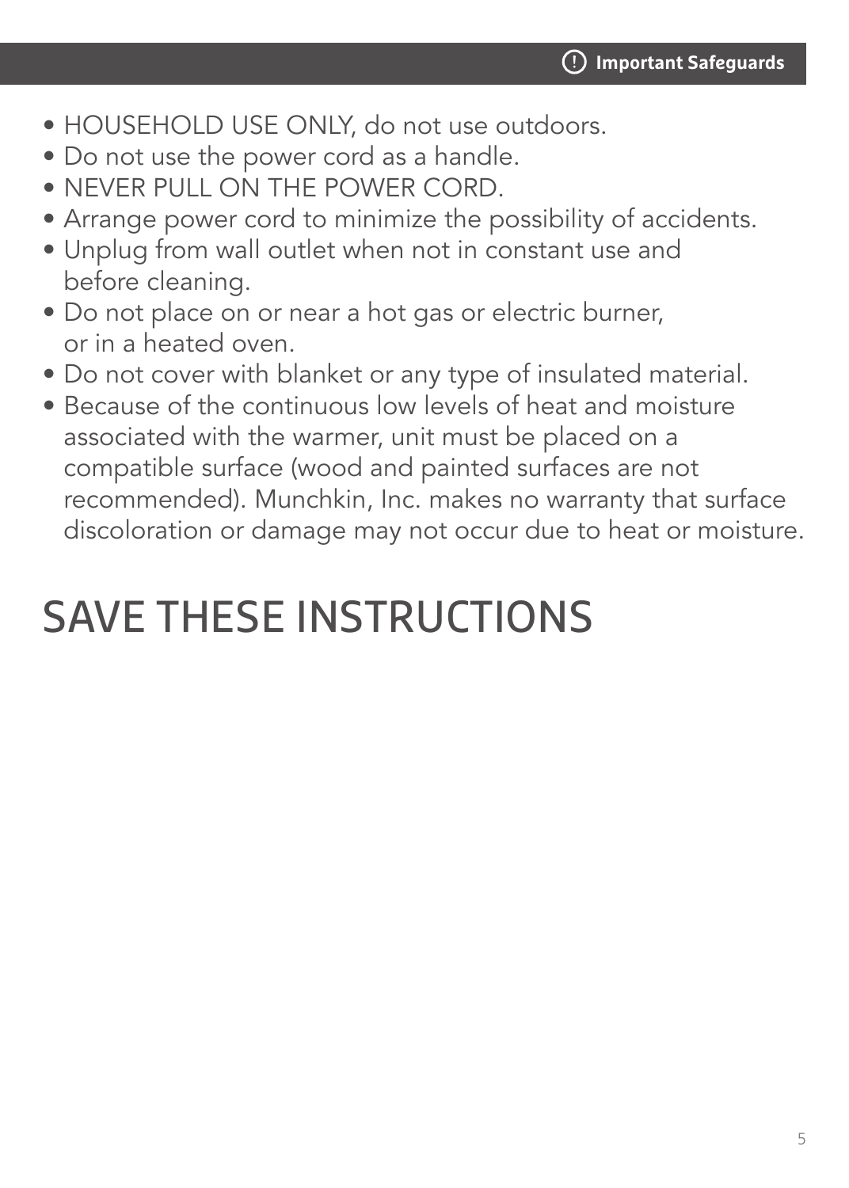- HOUSEHOLD USE ONLY, do not use outdoors.
- Do not use the power cord as a handle.
- NEVER PULL ON THE POWER CORD.
- Arrange power cord to minimize the possibility of accidents.
- Unplug from wall outlet when not in constant use and before cleaning.
- Do not place on or near a hot gas or electric burner, or in a heated oven.
- Do not cover with blanket or any type of insulated material.
- Because of the continuous low levels of heat and moisture associated with the warmer, unit must be placed on a compatible surface (wood and painted surfaces are not recommended). Munchkin, Inc. makes no warranty that surface discoloration or damage may not occur due to heat or moisture.

# SAVE THESE INSTRUCTIONS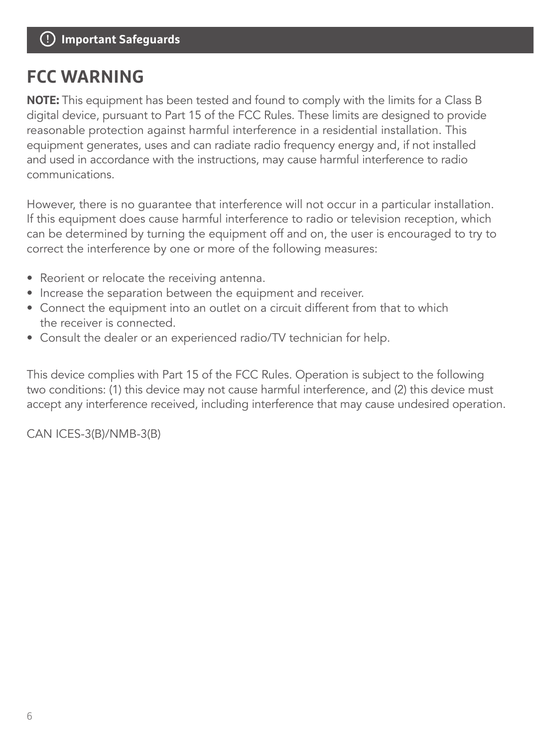# FCC WARNING

**NOTE:** This equipment has been tested and found to comply with the limits for a Class B digital device, pursuant to Part 15 of the FCC Rules. These limits are designed to provide reasonable protection against harmful interference in a residential installation. This equipment generates, uses and can radiate radio frequency energy and, if not installed and used in accordance with the instructions, may cause harmful interference to radio communications.

However, there is no guarantee that interference will not occur in a particular installation. If this equipment does cause harmful interference to radio or television reception, which can be determined by turning the equipment off and on, the user is encouraged to try to correct the interference by one or more of the following measures:

- Reorient or relocate the receiving antenna.
- Increase the separation between the equipment and receiver.
- Connect the equipment into an outlet on a circuit different from that to which the receiver is connected.
- Consult the dealer or an experienced radio/TV technician for help.

This device complies with Part 15 of the FCC Rules. Operation is subject to the following two conditions: (1) this device may not cause harmful interference, and (2) this device must accept any interference received, including interference that may cause undesired operation.

CAN ICES-3(B)/NMB-3(B)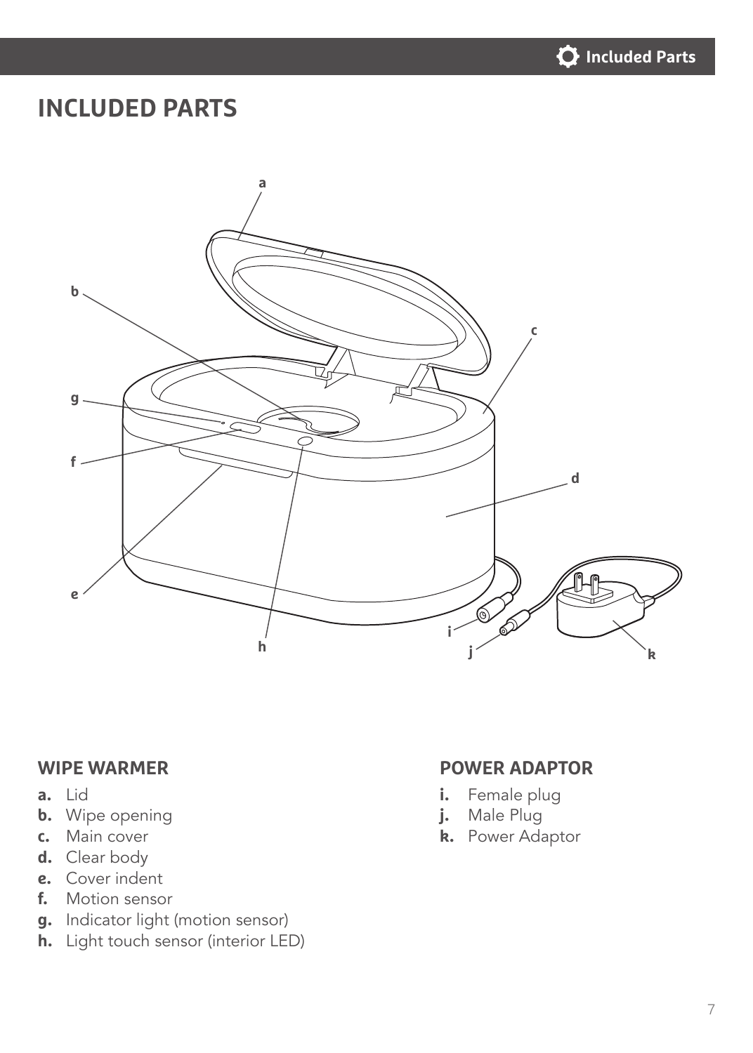# INCLUDED PARTS

## WIPE WARMER

- **a.** Lid
- **b.** Wipe opening
- **c.** Main cover
- **d.** Clear body
- **e.** Cover indent
- **f.** Motion sensor
- **g.** Indicator light (motion sensor)
- **h.** Light touch sensor (interior LED)

## POWER ADAPTOR

- **i.** Female plug
- **j.** Male Plug
- **k.** Power Adaptor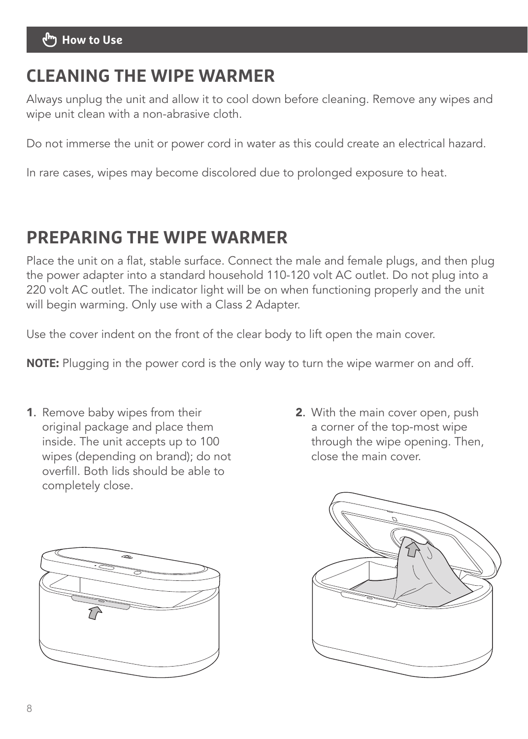How to Use

## CLEANING THE WIPE WARMER

Always unplug the unit and allow it to cool down before cleaning. Remove any wipes and wipe unit clean with a non-abrasive cloth.

Do not immerse the unit or power cord in water as this could create an electrical hazard.

In rare cases, wipes may become discolored due to prolonged exposure to heat.

## PREPARING THE WIPE WARMER

Place the unit on a flat, stable surface. Connect the male and female plugs, and then plug the power adapter into a standard household 110-120 volt AC outlet. Do not plug into a 220 volt AC outlet. The indicator light will be on when functioning properly and the unit will begin warming. Only use with a Class 2 Adapter.

Use the cover indent on the front of the clear body to lift open the main cover.

**NOTE:** Plugging in the power cord is the only way to turn the wipe warmer on and off.

1. Remove baby wipes from their original package and place them inside. The unit accepts up to 100 wipes (depending on brand); do not overfill. Both lids should be able to completely close.

2. With the main cover open, push a corner of the top-most wipe through the wipe opening. Then, close the main cover.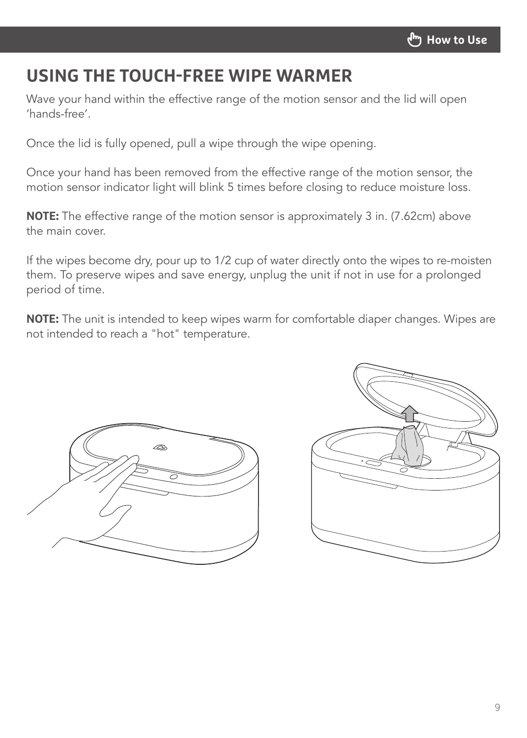## USING THE TOUCH-FREE WIPE WARMER

Wave your hand within the effective range of the motion sensor and the lid will open 'hands-free'.

Once the lid is fully opened, pull a wipe through the wipe opening.

Once your hand has been removed from the effective range of the motion sensor, the motion sensor indicator light will blink 5 times before closing to reduce moisture loss.

**NOTE:** The effective range of the motion sensor is approximately 3 in. (7.62cm) above the main cover.

If the wipes become dry, pour up to 1/2 cup of water directly onto the wipes to re-moisten them. To preserve wipes and save energy, unplug the unit if not in use for a prolonged period of time.

**NOTE:** The unit is intended to keep wipes warm for comfortable diaper changes. Wipes are not intended to reach a "hot" temperature.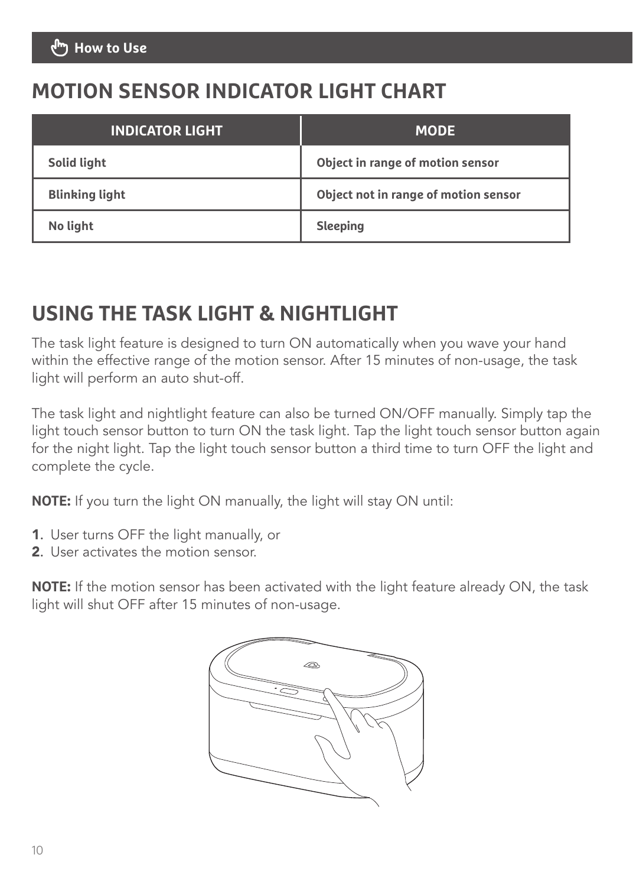## MOTION SENSOR INDICATOR LIGHT CHART

| INDICATOR LIGHT | MODE |
|---|---|
| **Solid light** | **Object in range of motion sensor** |
| **Blinking light** | **Object not in range of motion sensor** |
| **No light** | **Sleeping** |

## USING THE TASK LIGHT & NIGHTLIGHT

The task light feature is designed to turn ON automatically when you wave your hand within the effective range of the motion sensor. After 15 minutes of non-usage, the task light will perform an auto shut-off.

The task light and nightlight feature can also be turned ON/OFF manually. Simply tap the light touch sensor button to turn ON the task light. Tap the light touch sensor button again for the night light. Tap the light touch sensor button a third time to turn OFF the light and complete the cycle.

**NOTE:** If you turn the light ON manually, the light will stay ON until:

1. User turns OFF the light manually, or
2. User activates the motion sensor.

**NOTE:** If the motion sensor has been activated with the light feature already ON, the task light will shut OFF after 15 minutes of non-usage.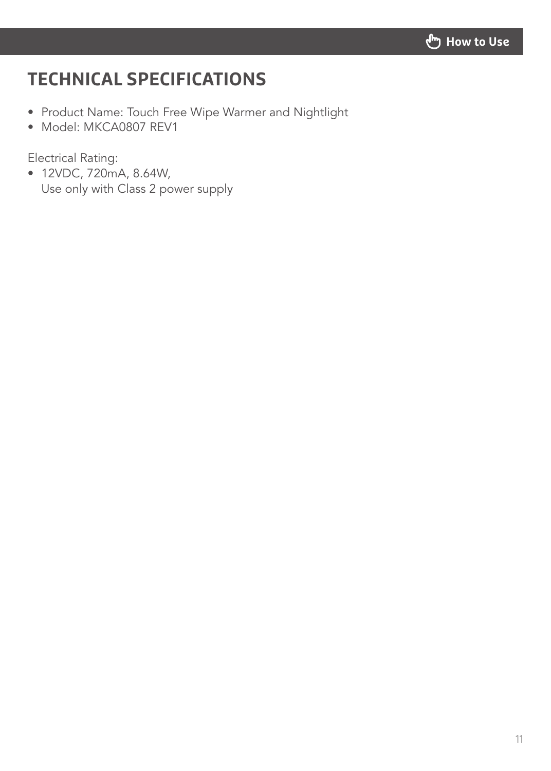## TECHNICAL SPECIFICATIONS

- Product Name: Touch Free Wipe Warmer and Nightlight
- Model: MKCA0807 REV1

Electrical Rating:

- 12VDC, 720mA, 8.64W,
  Use only with Class 2 power supply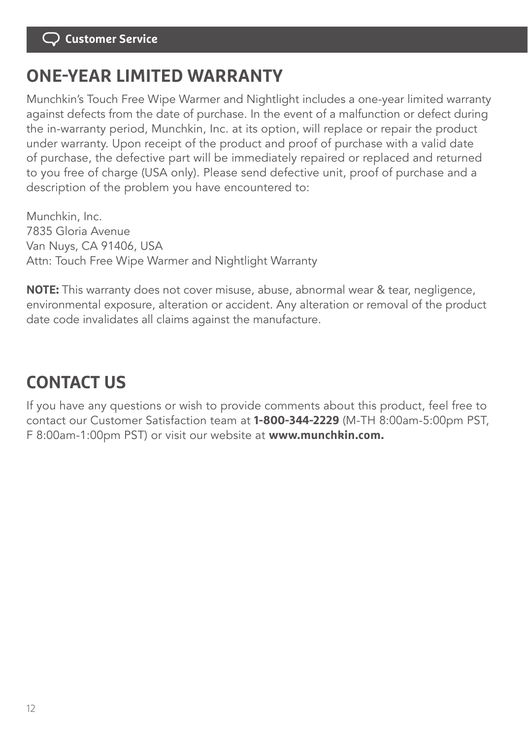Customer Service

## ONE-YEAR LIMITED WARRANTY

Munchkin's Touch Free Wipe Warmer and Nightlight includes a one-year limited warranty against defects from the date of purchase. In the event of a malfunction or defect during the in-warranty period, Munchkin, Inc. at its option, will replace or repair the product under warranty. Upon receipt of the product and proof of purchase with a valid date of purchase, the defective part will be immediately repaired or replaced and returned to you free of charge (USA only). Please send defective unit, proof of purchase and a description of the problem you have encountered to:

Munchkin, Inc.
7835 Gloria Avenue
Van Nuys, CA 91406, USA
Attn: Touch Free Wipe Warmer and Nightlight Warranty

**NOTE:** This warranty does not cover misuse, abuse, abnormal wear & tear, negligence, environmental exposure, alteration or accident. Any alteration or removal of the product date code invalidates all claims against the manufacture.

## CONTACT US

If you have any questions or wish to provide comments about this product, feel free to contact our Customer Satisfaction team at **1-800-344-2229** (M-TH 8:00am-5:00pm PST, F 8:00am-1:00pm PST) or visit our website at **www.munchkin.com.**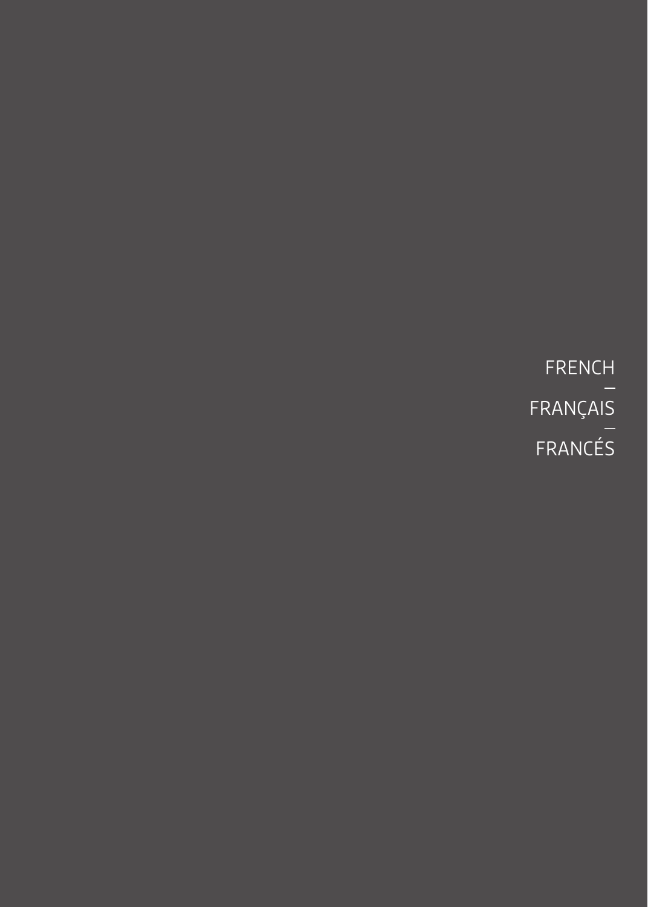FRENCH

—

FRANÇAIS

—

FRANCÉS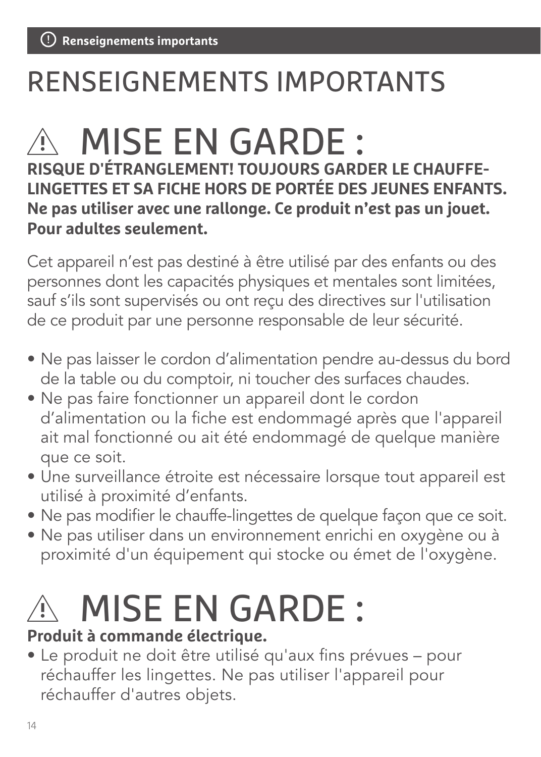# RENSEIGNEMENTS IMPORTANTS

## ⚠ MISE EN GARDE :

**RISQUE D'ÉTRANGLEMENT! TOUJOURS GARDER LE CHAUFFE-LINGETTES ET SA FICHE HORS DE PORTÉE DES JEUNES ENFANTS. Ne pas utiliser avec une rallonge. Ce produit n’est pas un jouet. Pour adultes seulement.**

Cet appareil n’est pas destiné à être utilisé par des enfants ou des personnes dont les capacités physiques et mentales sont limitées, sauf s’ils sont supervisés ou ont reçu des directives sur l'utilisation de ce produit par une personne responsable de leur sécurité.

- Ne pas laisser le cordon d’alimentation pendre au-dessus du bord de la table ou du comptoir, ni toucher des surfaces chaudes.
- Ne pas faire fonctionner un appareil dont le cordon d’alimentation ou la fiche est endommagé après que l'appareil ait mal fonctionné ou ait été endommagé de quelque manière que ce soit.
- Une surveillance étroite est nécessaire lorsque tout appareil est utilisé à proximité d’enfants.
- Ne pas modifier le chauffe-lingettes de quelque façon que ce soit.
- Ne pas utiliser dans un environnement enrichi en oxygène ou à proximité d'un équipement qui stocke ou émet de l'oxygène.

## ⚠ MISE EN GARDE :

**Produit à commande électrique.**

- Le produit ne doit être utilisé qu'aux fins prévues – pour réchauffer les lingettes. Ne pas utiliser l'appareil pour réchauffer d'autres objets.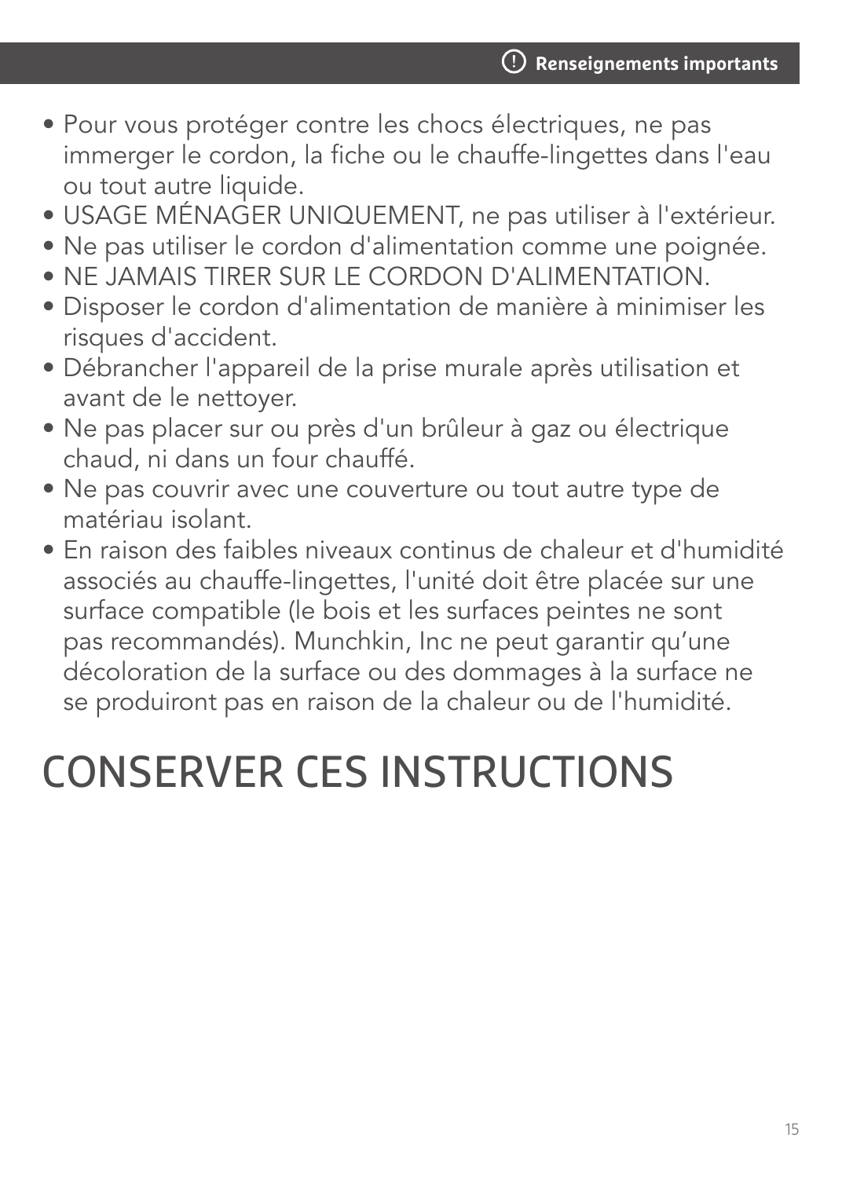- Pour vous protéger contre les chocs électriques, ne pas immerger le cordon, la fiche ou le chauffe-lingettes dans l'eau ou tout autre liquide.
- USAGE MÉNAGER UNIQUEMENT, ne pas utiliser à l'extérieur.
- Ne pas utiliser le cordon d'alimentation comme une poignée.
- NE JAMAIS TIRER SUR LE CORDON D'ALIMENTATION.
- Disposer le cordon d'alimentation de manière à minimiser les risques d'accident.
- Débrancher l'appareil de la prise murale après utilisation et avant de le nettoyer.
- Ne pas placer sur ou près d'un brûleur à gaz ou électrique chaud, ni dans un four chauffé.
- Ne pas couvrir avec une couverture ou tout autre type de matériau isolant.
- En raison des faibles niveaux continus de chaleur et d'humidité associés au chauffe-lingettes, l'unité doit être placée sur une surface compatible (le bois et les surfaces peintes ne sont pas recommandés). Munchkin, Inc ne peut garantir qu'une décoloration de la surface ou des dommages à la surface ne se produiront pas en raison de la chaleur ou de l'humidité.

# CONSERVER CES INSTRUCTIONS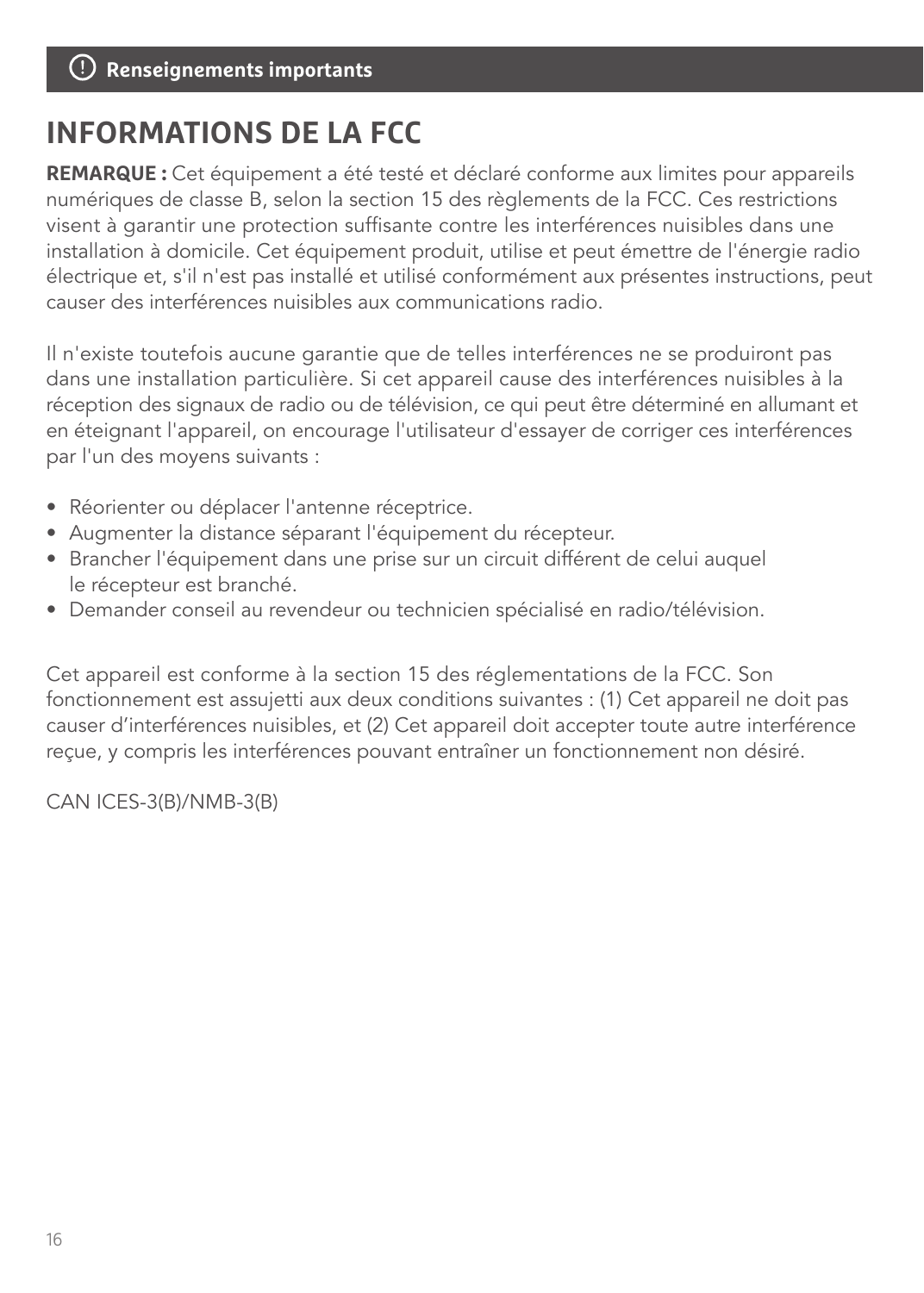**Renseignements importants**

# INFORMATIONS DE LA FCC

**REMARQUE :** Cet équipement a été testé et déclaré conforme aux limites pour appareils numériques de classe B, selon la section 15 des règlements de la FCC. Ces restrictions visent à garantir une protection suffisante contre les interférences nuisibles dans une installation à domicile. Cet équipement produit, utilise et peut émettre de l'énergie radio électrique et, s'il n'est pas installé et utilisé conformément aux présentes instructions, peut causer des interférences nuisibles aux communications radio.

Il n'existe toutefois aucune garantie que de telles interférences ne se produiront pas dans une installation particulière. Si cet appareil cause des interférences nuisibles à la réception des signaux de radio ou de télévision, ce qui peut être déterminé en allumant et en éteignant l'appareil, on encourage l'utilisateur d'essayer de corriger ces interférences par l'un des moyens suivants :

- Réorienter ou déplacer l'antenne réceptrice.
- Augmenter la distance séparant l'équipement du récepteur.
- Brancher l'équipement dans une prise sur un circuit différent de celui auquel le récepteur est branché.
- Demander conseil au revendeur ou technicien spécialisé en radio/télévision.

Cet appareil est conforme à la section 15 des réglementations de la FCC. Son fonctionnement est assujetti aux deux conditions suivantes : (1) Cet appareil ne doit pas causer d'interférences nuisibles, et (2) Cet appareil doit accepter toute autre interférence reçue, y compris les interférences pouvant entraîner un fonctionnement non désiré.

CAN ICES-3(B)/NMB-3(B)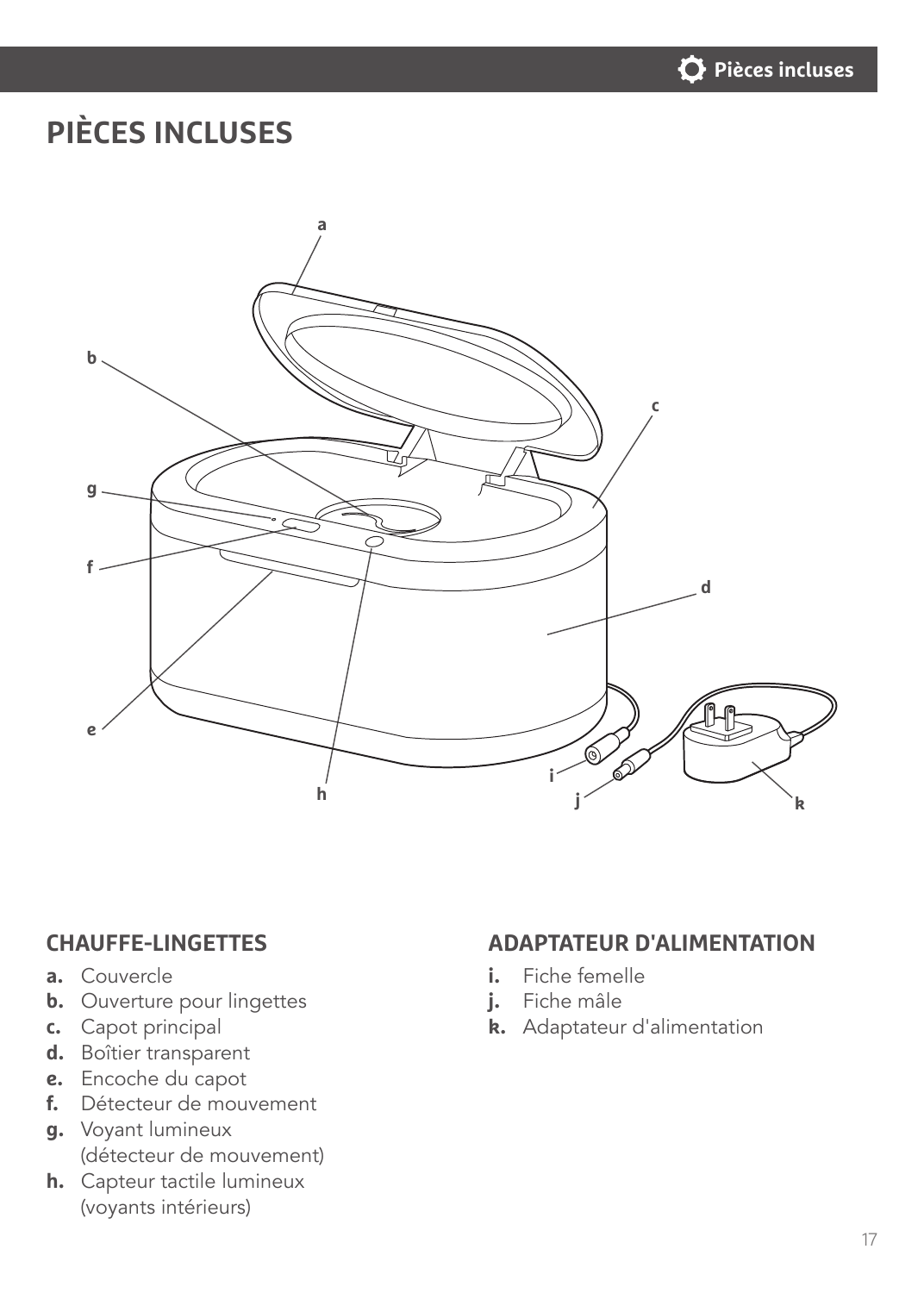# PIÈCES INCLUSES

## CHAUFFE-LINGETTES

- **a.** Couvercle
- **b.** Ouverture pour lingettes
- **c.** Capot principal
- **d.** Boîtier transparent
- **e.** Encoche du capot
- **f.** Détecteur de mouvement
- **g.** Voyant lumineux (détecteur de mouvement)
- **h.** Capteur tactile lumineux (voyants intérieurs)

## ADAPTATEUR D'ALIMENTATION

- **i.** Fiche femelle
- **j.** Fiche mâle
- **k.** Adaptateur d'alimentation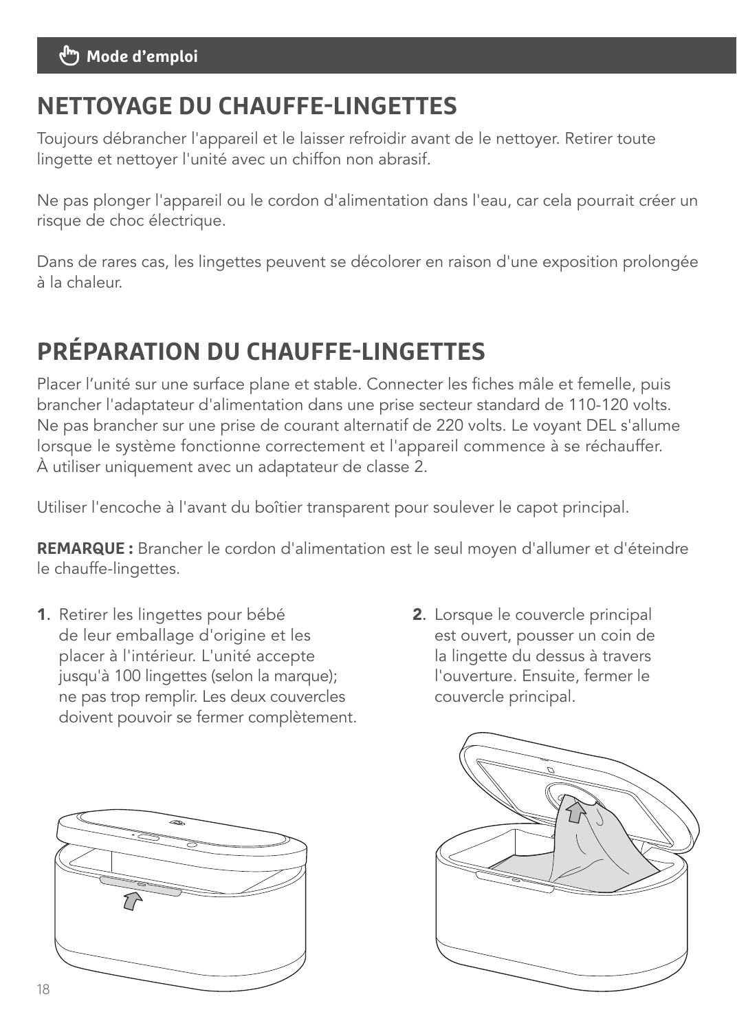**Mode d'emploi**

# NETTOYAGE DU CHAUFFE-LINGETTES

Toujours débrancher l'appareil et le laisser refroidir avant de le nettoyer. Retirer toute lingette et nettoyer l'unité avec un chiffon non abrasif.

Ne pas plonger l'appareil ou le cordon d'alimentation dans l'eau, car cela pourrait créer un risque de choc électrique.

Dans de rares cas, les lingettes peuvent se décolorer en raison d'une exposition prolongée à la chaleur.

# PRÉPARATION DU CHAUFFE-LINGETTES

Placer l'unité sur une surface plane et stable. Connecter les fiches mâle et femelle, puis brancher l'adaptateur d'alimentation dans une prise secteur standard de 110-120 volts. Ne pas brancher sur une prise de courant alternatif de 220 volts. Le voyant DEL s'allume lorsque le système fonctionne correctement et l'appareil commence à se réchauffer. À utiliser uniquement avec un adaptateur de classe 2.

Utiliser l'encoche à l'avant du boîtier transparent pour soulever le capot principal.

**REMARQUE :** Brancher le cordon d'alimentation est le seul moyen d'allumer et d'éteindre le chauffe-lingettes.

1. Retirer les lingettes pour bébé de leur emballage d'origine et les placer à l'intérieur. L'unité accepte jusqu'à 100 lingettes (selon la marque); ne pas trop remplir. Les deux couvercles doivent pouvoir se fermer complètement.

2. Lorsque le couvercle principal est ouvert, pousser un coin de la lingette du dessus à travers l'ouverture. Ensuite, fermer le couvercle principal.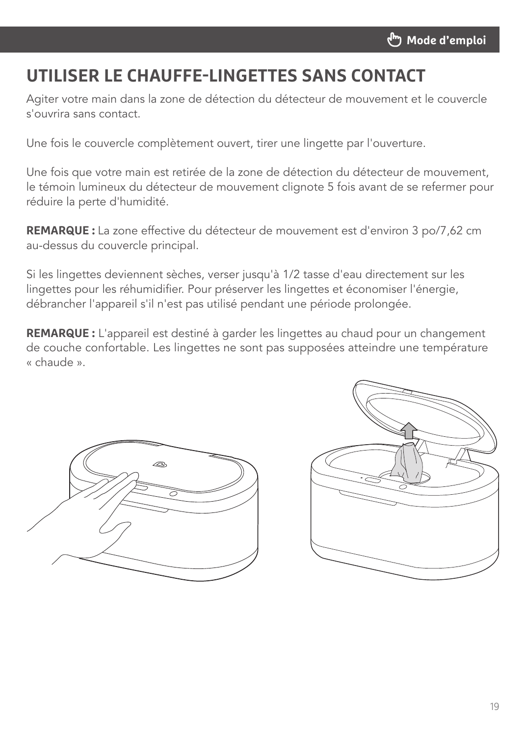## UTILISER LE CHAUFFE-LINGETTES SANS CONTACT

Agiter votre main dans la zone de détection du détecteur de mouvement et le couvercle s'ouvrira sans contact.

Une fois le couvercle complètement ouvert, tirer une lingette par l'ouverture.

Une fois que votre main est retirée de la zone de détection du détecteur de mouvement, le témoin lumineux du détecteur de mouvement clignote 5 fois avant de se refermer pour réduire la perte d'humidité.

**REMARQUE :** La zone effective du détecteur de mouvement est d'environ 3 po/7,62 cm au-dessus du couvercle principal.

Si les lingettes deviennent sèches, verser jusqu'à 1/2 tasse d'eau directement sur les lingettes pour les réhumidifier. Pour préserver les lingettes et économiser l'énergie, débrancher l'appareil s'il n'est pas utilisé pendant une période prolongée.

**REMARQUE :** L'appareil est destiné à garder les lingettes au chaud pour un changement de couche confortable. Les lingettes ne sont pas supposées atteindre une température « chaude ».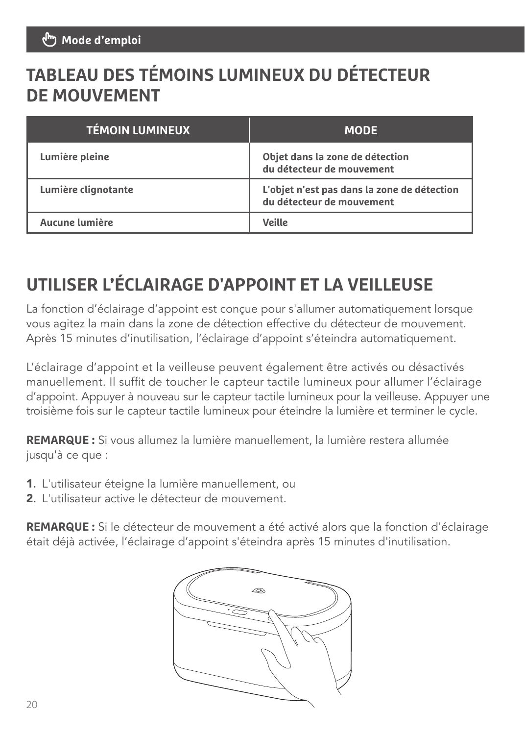## TABLEAU DES TÉMOINS LUMINEUX DU DÉTECTEUR DE MOUVEMENT

| TÉMOIN LUMINEUX | MODE |
| --- | --- |
| **Lumière pleine** | **Objet dans la zone de détection du détecteur de mouvement** |
| **Lumière clignotante** | **L'objet n'est pas dans la zone de détection du détecteur de mouvement** |
| **Aucune lumière** | **Veille** |

## UTILISER L'ÉCLAIRAGE D'APPOINT ET LA VEILLEUSE

La fonction d'éclairage d'appoint est conçue pour s'allumer automatiquement lorsque vous agitez la main dans la zone de détection effective du détecteur de mouvement. Après 15 minutes d'inutilisation, l'éclairage d'appoint s'éteindra automatiquement.

L'éclairage d'appoint et la veilleuse peuvent également être activés ou désactivés manuellement. Il suffit de toucher le capteur tactile lumineux pour allumer l'éclairage d'appoint. Appuyer à nouveau sur le capteur tactile lumineux pour la veilleuse. Appuyer une troisième fois sur le capteur tactile lumineux pour éteindre la lumière et terminer le cycle.

**REMARQUE :** Si vous allumez la lumière manuellement, la lumière restera allumée jusqu'à ce que :

1. L'utilisateur éteigne la lumière manuellement, ou
2. L'utilisateur active le détecteur de mouvement.

**REMARQUE :** Si le détecteur de mouvement a été activé alors que la fonction d'éclairage était déjà activée, l'éclairage d'appoint s'éteindra après 15 minutes d'inutilisation.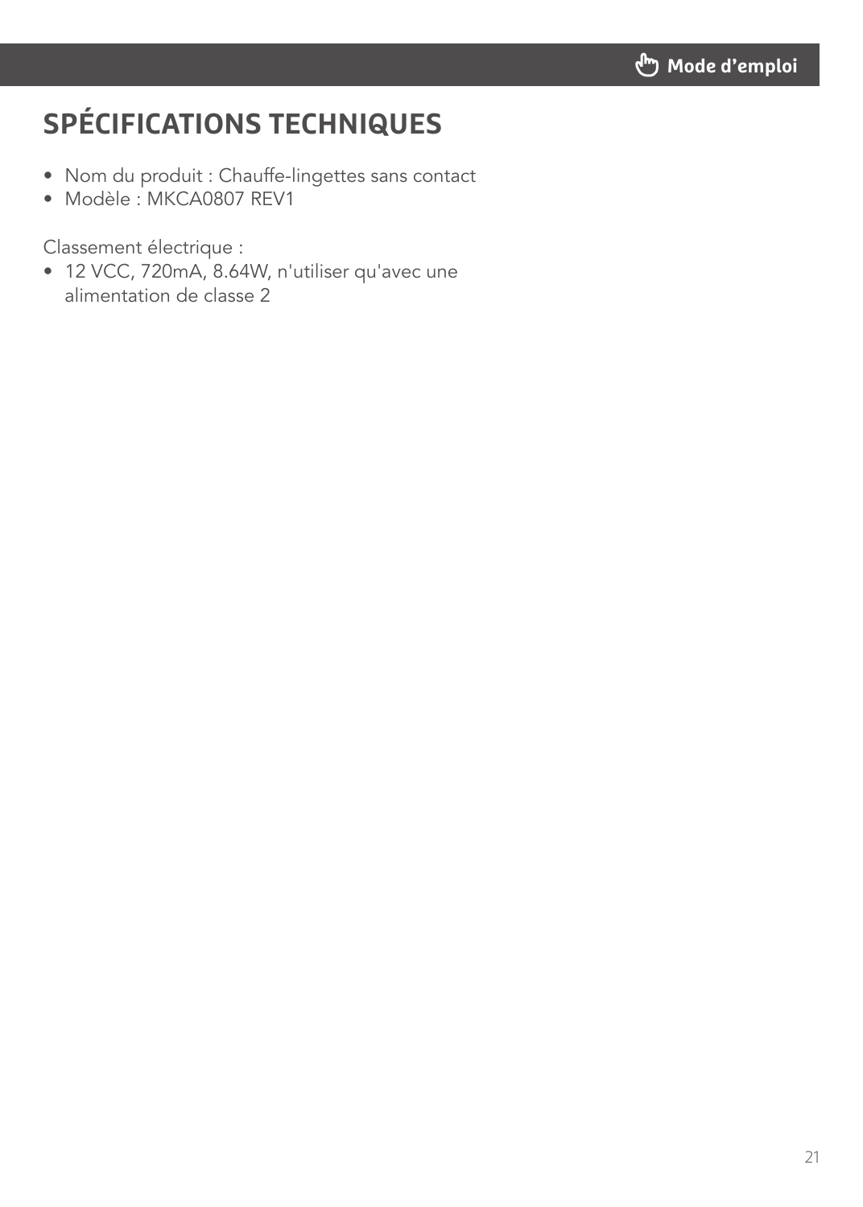# SPÉCIFICATIONS TECHNIQUES

- Nom du produit : Chauffe-lingettes sans contact
- Modèle : MKCA0807 REV1

Classement électrique :

- 12 VCC, 720mA, 8.64W, n'utiliser qu'avec une alimentation de classe 2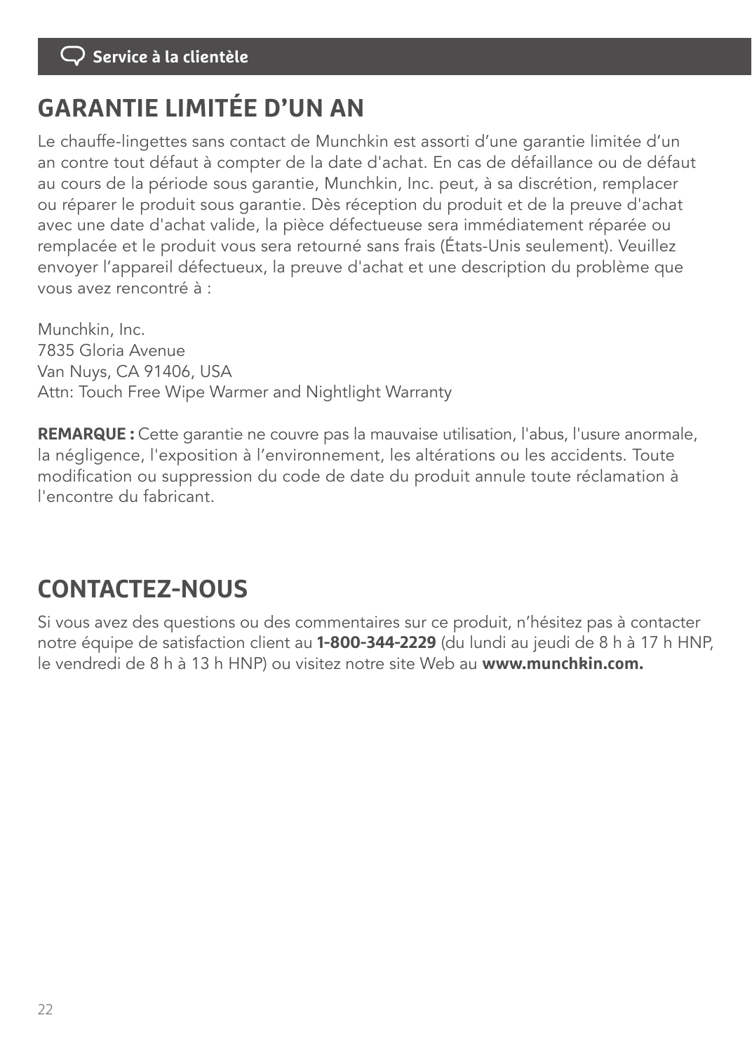Service à la clientèle

# GARANTIE LIMITÉE D'UN AN

Le chauffe-lingettes sans contact de Munchkin est assorti d'une garantie limitée d'un an contre tout défaut à compter de la date d'achat. En cas de défaillance ou de défaut au cours de la période sous garantie, Munchkin, Inc. peut, à sa discrétion, remplacer ou réparer le produit sous garantie. Dès réception du produit et de la preuve d'achat avec une date d'achat valide, la pièce défectueuse sera immédiatement réparée ou remplacée et le produit vous sera retourné sans frais (États-Unis seulement). Veuillez envoyer l'appareil défectueux, la preuve d'achat et une description du problème que vous avez rencontré à :

Munchkin, Inc.
7835 Gloria Avenue
Van Nuys, CA 91406, USA
Attn: Touch Free Wipe Warmer and Nightlight Warranty

**REMARQUE :** Cette garantie ne couvre pas la mauvaise utilisation, l'abus, l'usure anormale, la négligence, l'exposition à l'environnement, les altérations ou les accidents. Toute modification ou suppression du code de date du produit annule toute réclamation à l'encontre du fabricant.

# CONTACTEZ-NOUS

Si vous avez des questions ou des commentaires sur ce produit, n'hésitez pas à contacter notre équipe de satisfaction client au **1-800-344-2229** (du lundi au jeudi de 8 h à 17 h HNP, le vendredi de 8 h à 13 h HNP) ou visitez notre site Web au **www.munchkin.com.**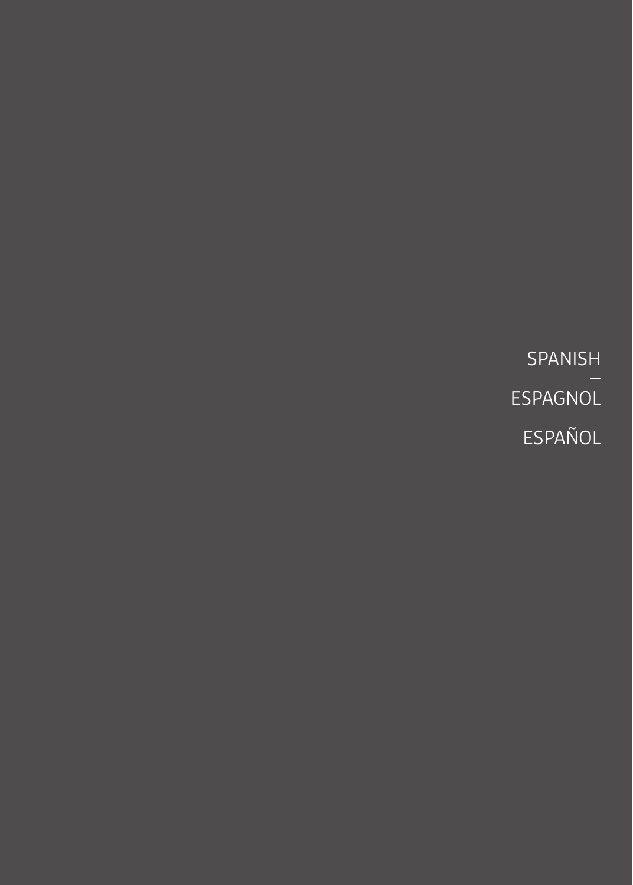SPANISH

—

ESPAGNOL

—

ESPAÑOL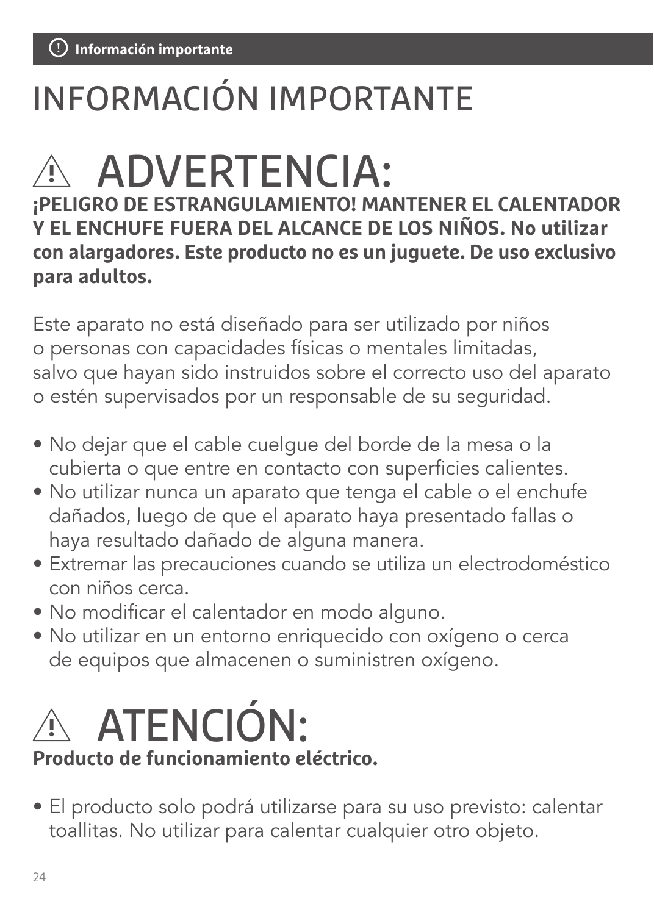# INFORMACIÓN IMPORTANTE

## ⚠ ADVERTENCIA:

**¡PELIGRO DE ESTRANGULAMIENTO! MANTENER EL CALENTADOR Y EL ENCHUFE FUERA DEL ALCANCE DE LOS NIÑOS. No utilizar con alargadores. Este producto no es un juguete. De uso exclusivo para adultos.**

Este aparato no está diseñado para ser utilizado por niños o personas con capacidades físicas o mentales limitadas, salvo que hayan sido instruidos sobre el correcto uso del aparato o estén supervisados por un responsable de su seguridad.

- No dejar que el cable cuelgue del borde de la mesa o la cubierta o que entre en contacto con superficies calientes.
- No utilizar nunca un aparato que tenga el cable o el enchufe dañados, luego de que el aparato haya presentado fallas o haya resultado dañado de alguna manera.
- Extremar las precauciones cuando se utiliza un electrodoméstico con niños cerca.
- No modificar el calentador en modo alguno.
- No utilizar en un entorno enriquecido con oxígeno o cerca de equipos que almacenen o suministren oxígeno.

## ⚠ ATENCIÓN:

**Producto de funcionamiento eléctrico.**

- El producto solo podrá utilizarse para su uso previsto: calentar toallitas. No utilizar para calentar cualquier otro objeto.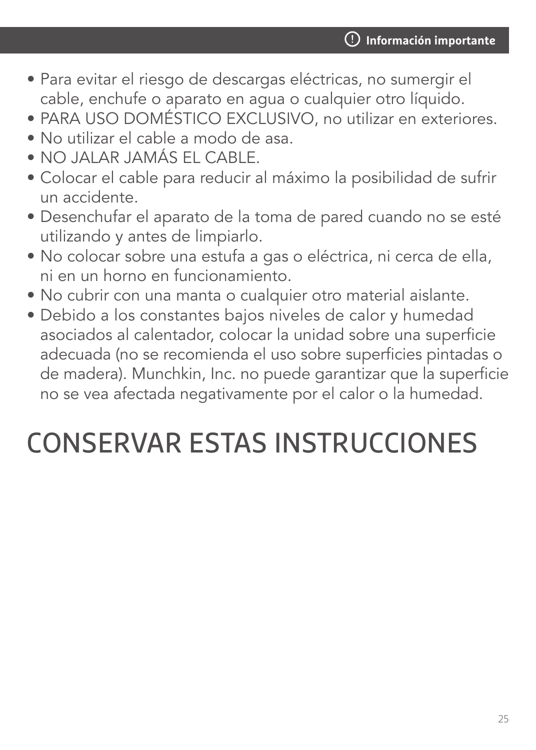**Información importante**

- Para evitar el riesgo de descargas eléctricas, no sumergir el cable, enchufe o aparato en agua o cualquier otro líquido.
- PARA USO DOMÉSTICO EXCLUSIVO, no utilizar en exteriores.
- No utilizar el cable a modo de asa.
- NO JALAR JAMÁS EL CABLE.
- Colocar el cable para reducir al máximo la posibilidad de sufrir un accidente.
- Desenchufar el aparato de la toma de pared cuando no se esté utilizando y antes de limpiarlo.
- No colocar sobre una estufa a gas o eléctrica, ni cerca de ella, ni en un horno en funcionamiento.
- No cubrir con una manta o cualquier otro material aislante.
- Debido a los constantes bajos niveles de calor y humedad asociados al calentador, colocar la unidad sobre una superficie adecuada (no se recomienda el uso sobre superficies pintadas o de madera). Munchkin, Inc. no puede garantizar que la superficie no se vea afectada negativamente por el calor o la humedad.

# CONSERVAR ESTAS INSTRUCCIONES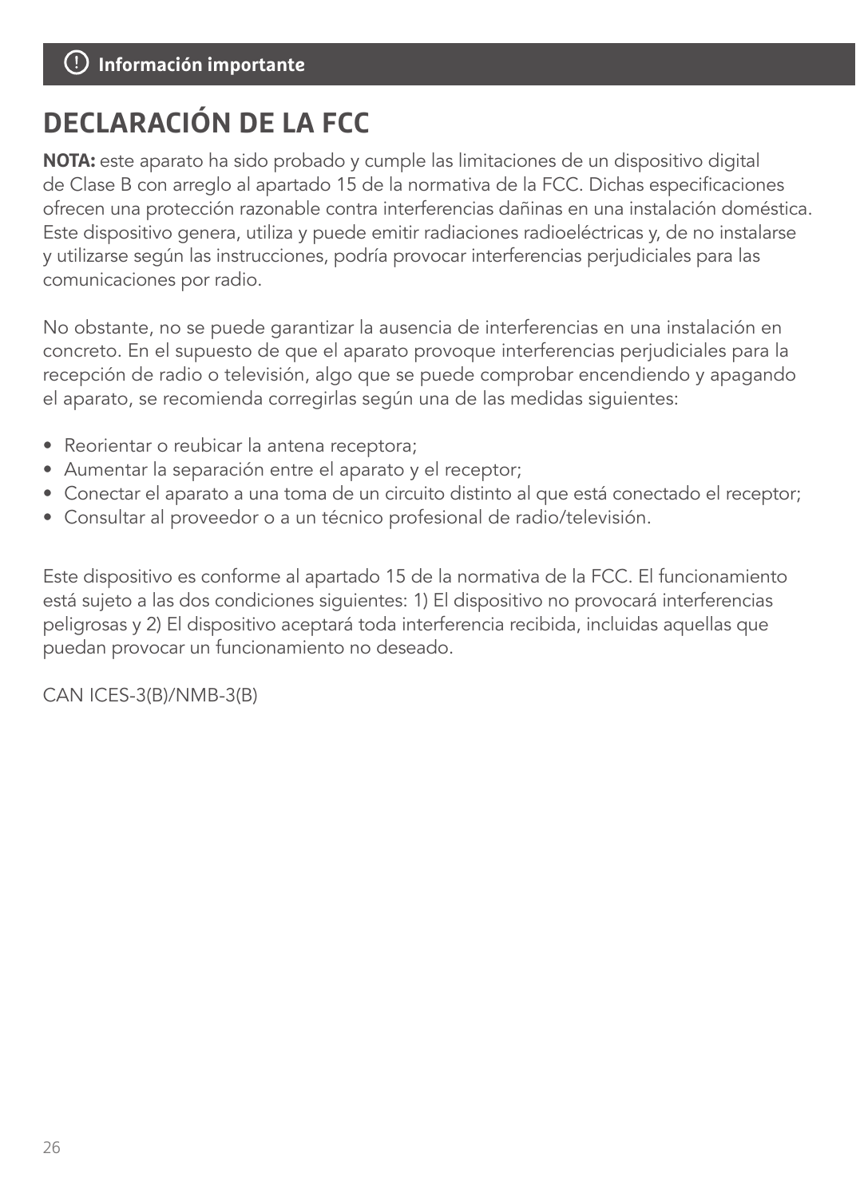## Información importante

# DECLARACIÓN DE LA FCC

**NOTA:** este aparato ha sido probado y cumple las limitaciones de un dispositivo digital de Clase B con arreglo al apartado 15 de la normativa de la FCC. Dichas especificaciones ofrecen una protección razonable contra interferencias dañinas en una instalación doméstica. Este dispositivo genera, utiliza y puede emitir radiaciones radioeléctricas y, de no instalarse y utilizarse según las instrucciones, podría provocar interferencias perjudiciales para las comunicaciones por radio.

No obstante, no se puede garantizar la ausencia de interferencias en una instalación en concreto. En el supuesto de que el aparato provoque interferencias perjudiciales para la recepción de radio o televisión, algo que se puede comprobar encendiendo y apagando el aparato, se recomienda corregirlas según una de las medidas siguientes:

- Reorientar o reubicar la antena receptora;
- Aumentar la separación entre el aparato y el receptor;
- Conectar el aparato a una toma de un circuito distinto al que está conectado el receptor;
- Consultar al proveedor o a un técnico profesional de radio/televisión.

Este dispositivo es conforme al apartado 15 de la normativa de la FCC. El funcionamiento está sujeto a las dos condiciones siguientes: 1) El dispositivo no provocará interferencias peligrosas y 2) El dispositivo aceptará toda interferencia recibida, incluidas aquellas que puedan provocar un funcionamiento no deseado.

CAN ICES-3(B)/NMB-3(B)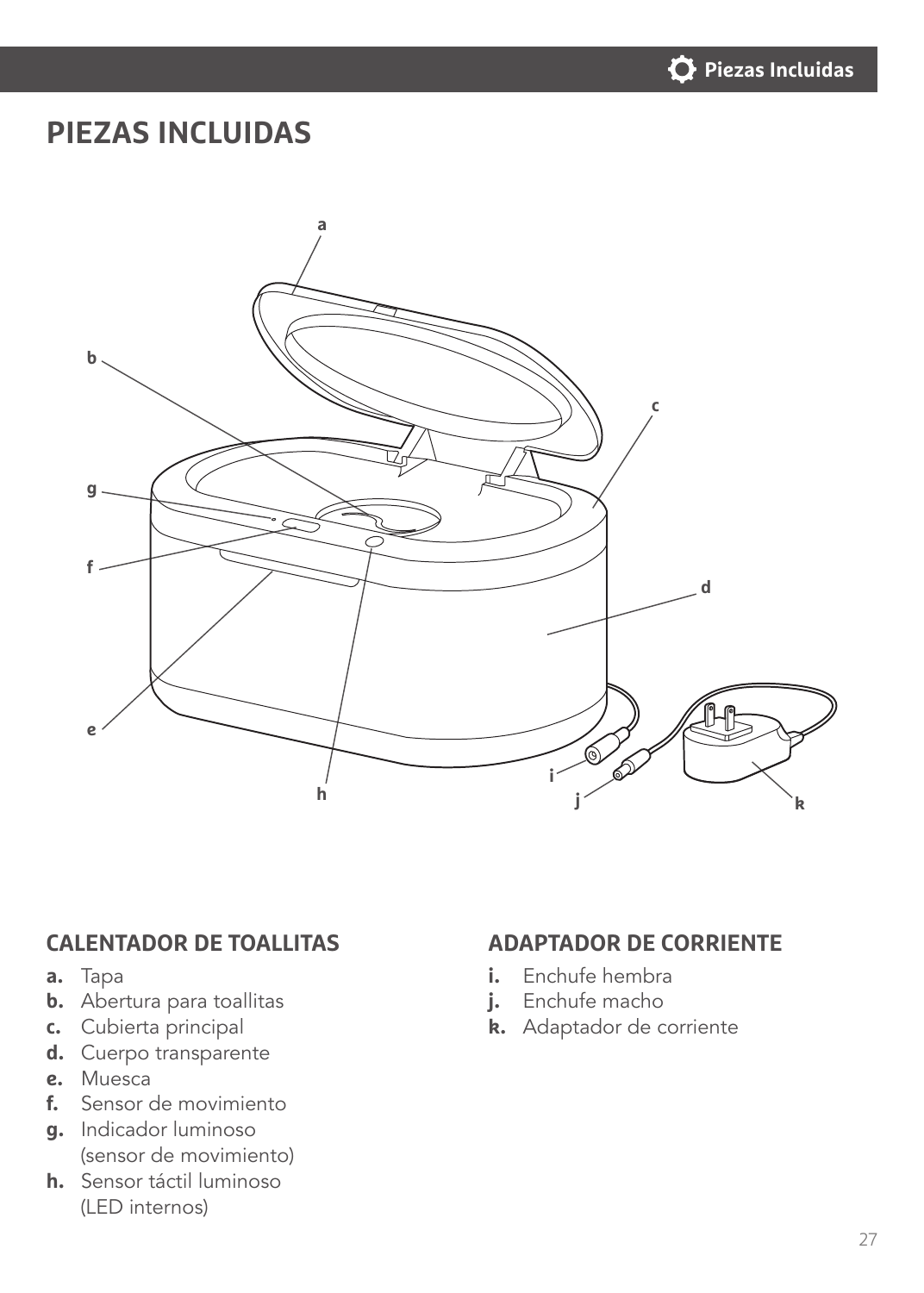# PIEZAS INCLUIDAS

## CALENTADOR DE TOALLITAS

**a.** Tapa
**b.** Abertura para toallitas
**c.** Cubierta principal
**d.** Cuerpo transparente
**e.** Muesca
**f.** Sensor de movimiento
**g.** Indicador luminoso (sensor de movimiento)
**h.** Sensor táctil luminoso (LED internos)

## ADAPTADOR DE CORRIENTE

**i.** Enchufe hembra
**j.** Enchufe macho
**k.** Adaptador de corriente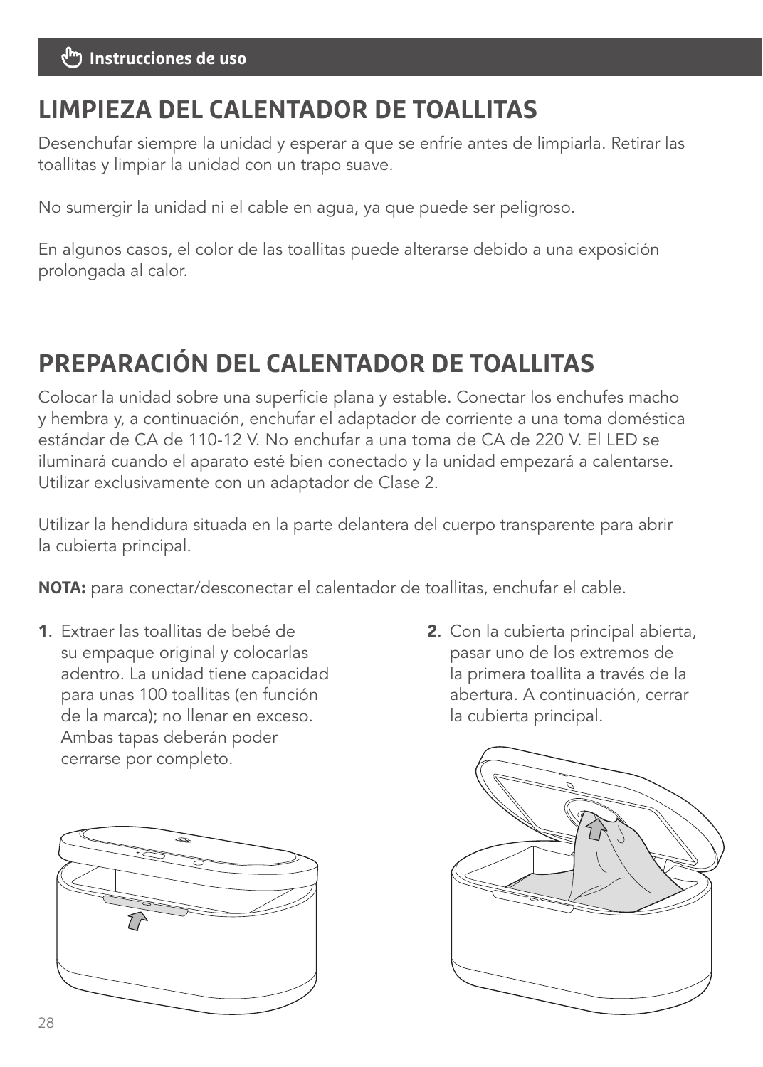## LIMPIEZA DEL CALENTADOR DE TOALLITAS

Desenchufar siempre la unidad y esperar a que se enfríe antes de limpiarla. Retirar las toallitas y limpiar la unidad con un trapo suave.

No sumergir la unidad ni el cable en agua, ya que puede ser peligroso.

En algunos casos, el color de las toallitas puede alterarse debido a una exposición prolongada al calor.

## PREPARACIÓN DEL CALENTADOR DE TOALLITAS

Colocar la unidad sobre una superficie plana y estable. Conectar los enchufes macho y hembra y, a continuación, enchufar el adaptador de corriente a una toma doméstica estándar de CA de 110-12 V. No enchufar a una toma de CA de 220 V. El LED se iluminará cuando el aparato esté bien conectado y la unidad empezará a calentarse. Utilizar exclusivamente con un adaptador de Clase 2.

Utilizar la hendidura situada en la parte delantera del cuerpo transparente para abrir la cubierta principal.

**NOTA:** para conectar/desconectar el calentador de toallitas, enchufar el cable.

1. Extraer las toallitas de bebé de su empaque original y colocarlas adentro. La unidad tiene capacidad para unas 100 toallitas (en función de la marca); no llenar en exceso. Ambas tapas deberán poder cerrarse por completo.

2. Con la cubierta principal abierta, pasar uno de los extremos de la primera toallita a través de la abertura. A continuación, cerrar la cubierta principal.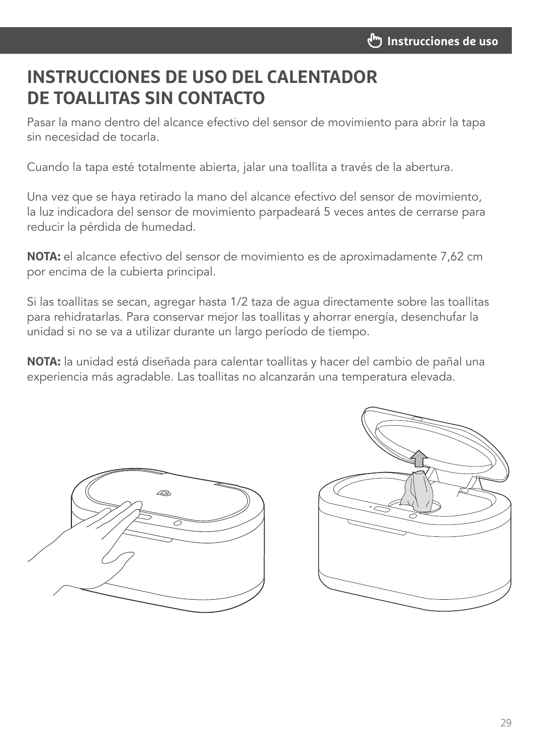# INSTRUCCIONES DE USO DEL CALENTADOR DE TOALLITAS SIN CONTACTO

Pasar la mano dentro del alcance efectivo del sensor de movimiento para abrir la tapa sin necesidad de tocarla.

Cuando la tapa esté totalmente abierta, jalar una toallita a través de la abertura.

Una vez que se haya retirado la mano del alcance efectivo del sensor de movimiento, la luz indicadora del sensor de movimiento parpadeará 5 veces antes de cerrarse para reducir la pérdida de humedad.

**NOTA:** el alcance efectivo del sensor de movimiento es de aproximadamente 7,62 cm por encima de la cubierta principal.

Si las toallitas se secan, agregar hasta 1/2 taza de agua directamente sobre las toallitas para rehidratarlas. Para conservar mejor las toallitas y ahorrar energía, desenchufar la unidad si no se va a utilizar durante un largo período de tiempo.

**NOTA:** la unidad está diseñada para calentar toallitas y hacer del cambio de pañal una experiencia más agradable. Las toallitas no alcanzarán una temperatura elevada.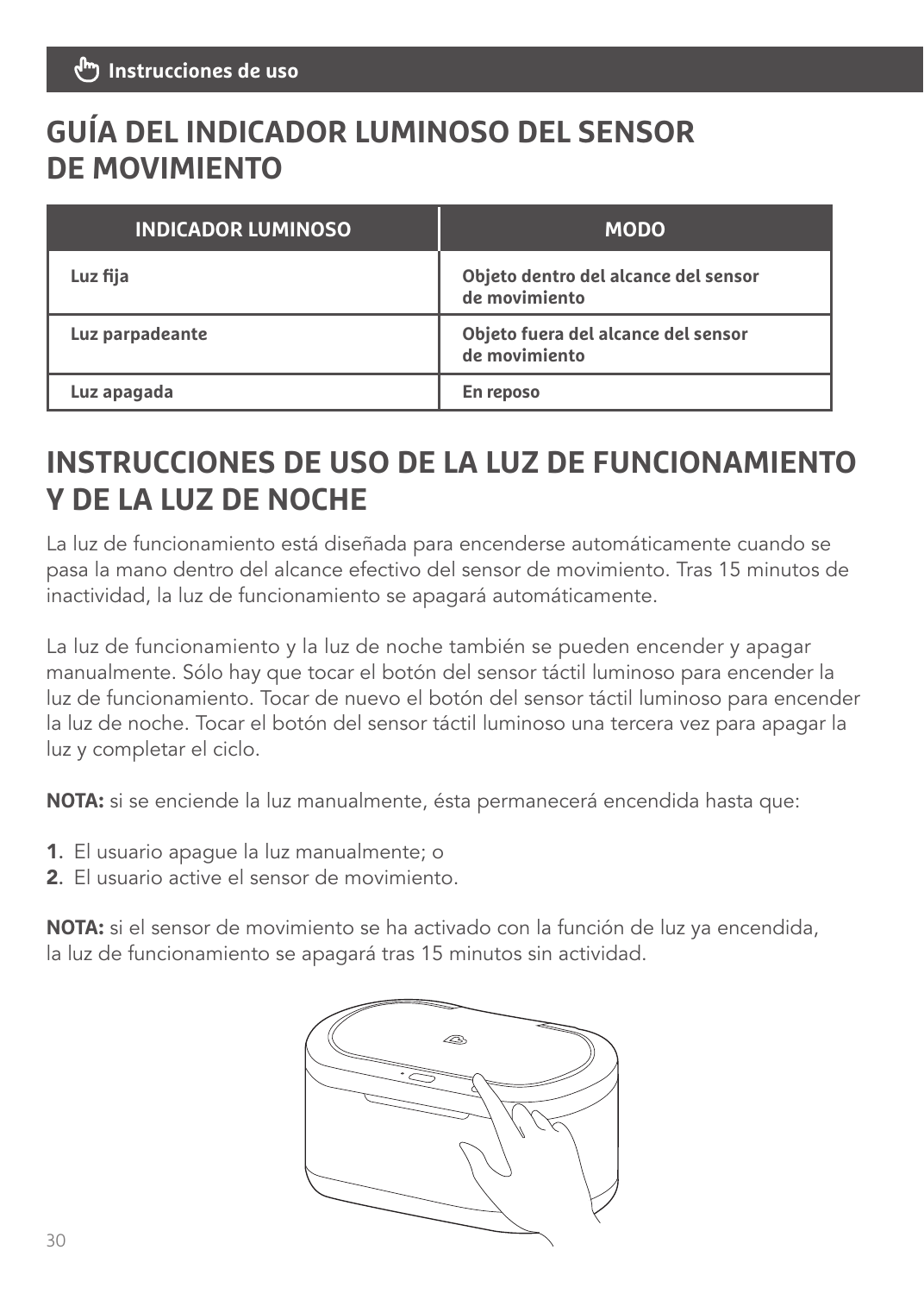## GUÍA DEL INDICADOR LUMINOSO DEL SENSOR DE MOVIMIENTO

| INDICADOR LUMINOSO | MODO |
|---|---|
| **Luz fija** | **Objeto dentro del alcance del sensor de movimiento** |
| **Luz parpadeante** | **Objeto fuera del alcance del sensor de movimiento** |
| **Luz apagada** | **En reposo** |

## INSTRUCCIONES DE USO DE LA LUZ DE FUNCIONAMIENTO Y DE LA LUZ DE NOCHE

La luz de funcionamiento está diseñada para encenderse automáticamente cuando se pasa la mano dentro del alcance efectivo del sensor de movimiento. Tras 15 minutos de inactividad, la luz de funcionamiento se apagará automáticamente.

La luz de funcionamiento y la luz de noche también se pueden encender y apagar manualmente. Sólo hay que tocar el botón del sensor táctil luminoso para encender la luz de funcionamiento. Tocar de nuevo el botón del sensor táctil luminoso para encender la luz de noche. Tocar el botón del sensor táctil luminoso una tercera vez para apagar la luz y completar el ciclo.

**NOTA:** si se enciende la luz manualmente, ésta permanecerá encendida hasta que:

1. El usuario apague la luz manualmente; o
2. El usuario active el sensor de movimiento.

**NOTA:** si el sensor de movimiento se ha activado con la función de luz ya encendida, la luz de funcionamiento se apagará tras 15 minutos sin actividad.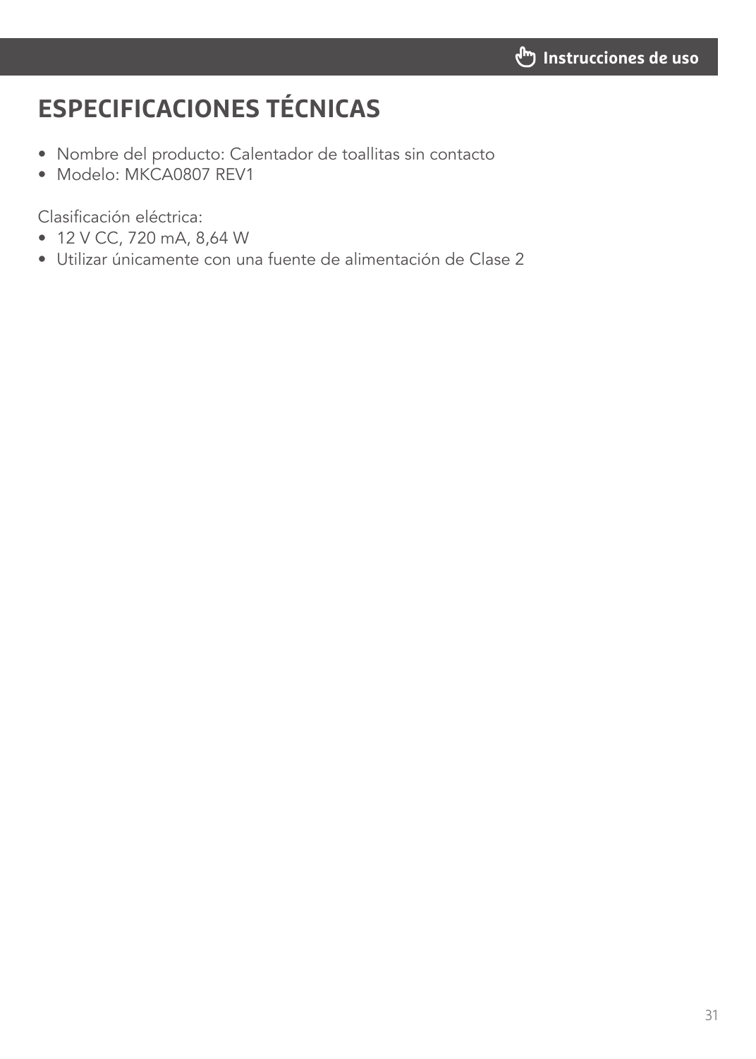# ESPECIFICACIONES TÉCNICAS

- Nombre del producto: Calentador de toallitas sin contacto
- Modelo: MKCA0807 REV1

Clasificación eléctrica:

- 12 V CC, 720 mA, 8,64 W
- Utilizar únicamente con una fuente de alimentación de Clase 2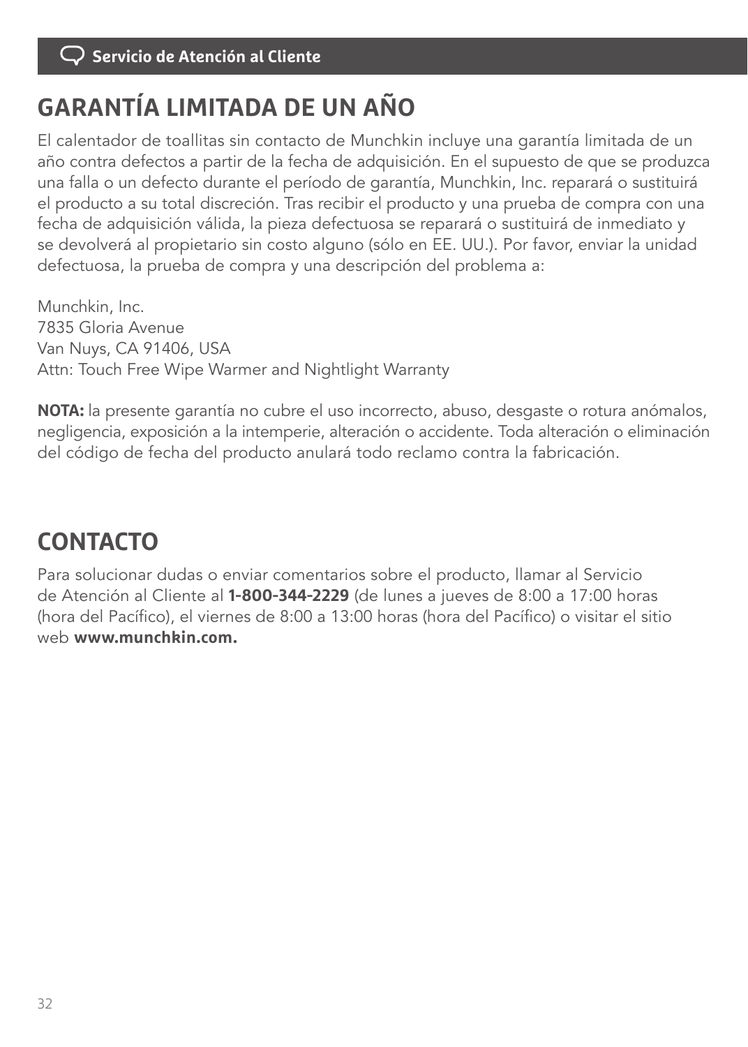## GARANTÍA LIMITADA DE UN AÑO

El calentador de toallitas sin contacto de Munchkin incluye una garantía limitada de un año contra defectos a partir de la fecha de adquisición. En el supuesto de que se produzca una falla o un defecto durante el período de garantía, Munchkin, Inc. reparará o sustituirá el producto a su total discreción. Tras recibir el producto y una prueba de compra con una fecha de adquisición válida, la pieza defectuosa se reparará o sustituirá de inmediato y se devolverá al propietario sin costo alguno (sólo en EE. UU.). Por favor, enviar la unidad defectuosa, la prueba de compra y una descripción del problema a:

Munchkin, Inc.
7835 Gloria Avenue
Van Nuys, CA 91406, USA
Attn: Touch Free Wipe Warmer and Nightlight Warranty

**NOTA:** la presente garantía no cubre el uso incorrecto, abuso, desgaste o rotura anómalos, negligencia, exposición a la intemperie, alteración o accidente. Toda alteración o eliminación del código de fecha del producto anulará todo reclamo contra la fabricación.

## CONTACTO

Para solucionar dudas o enviar comentarios sobre el producto, llamar al Servicio de Atención al Cliente al **1-800-344-2229** (de lunes a jueves de 8:00 a 17:00 horas (hora del Pacífico), el viernes de 8:00 a 13:00 horas (hora del Pacífico) o visitar el sitio web **www.munchkin.com.**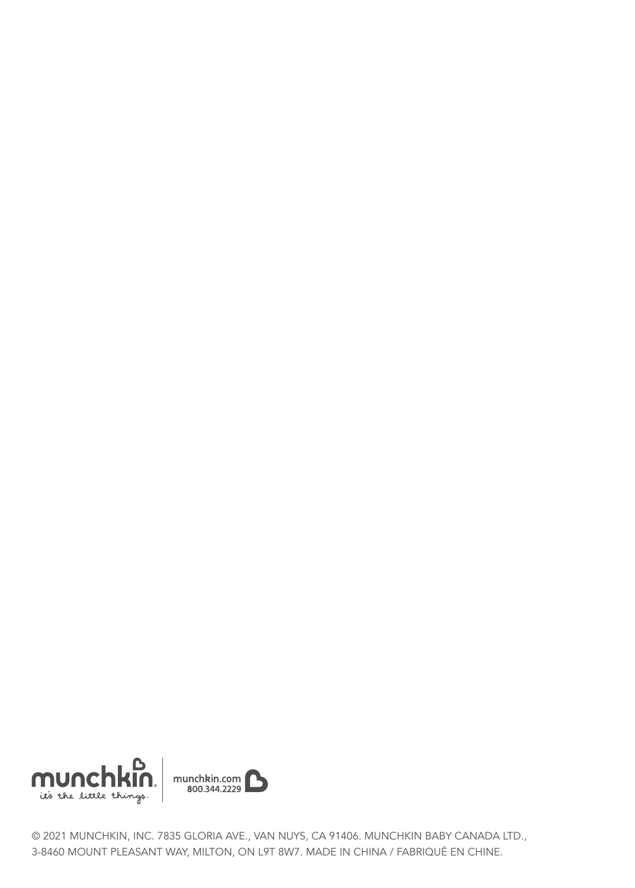munchkin® it's the little things.

munchkin.com
800.344.2229

© 2021 MUNCHKIN, INC. 7835 GLORIA AVE., VAN NUYS, CA 91406. MUNCHKIN BABY CANADA LTD., 3-8460 MOUNT PLEASANT WAY, MILTON, ON L9T 8W7. MADE IN CHINA / FABRIQUÉ EN CHINE.